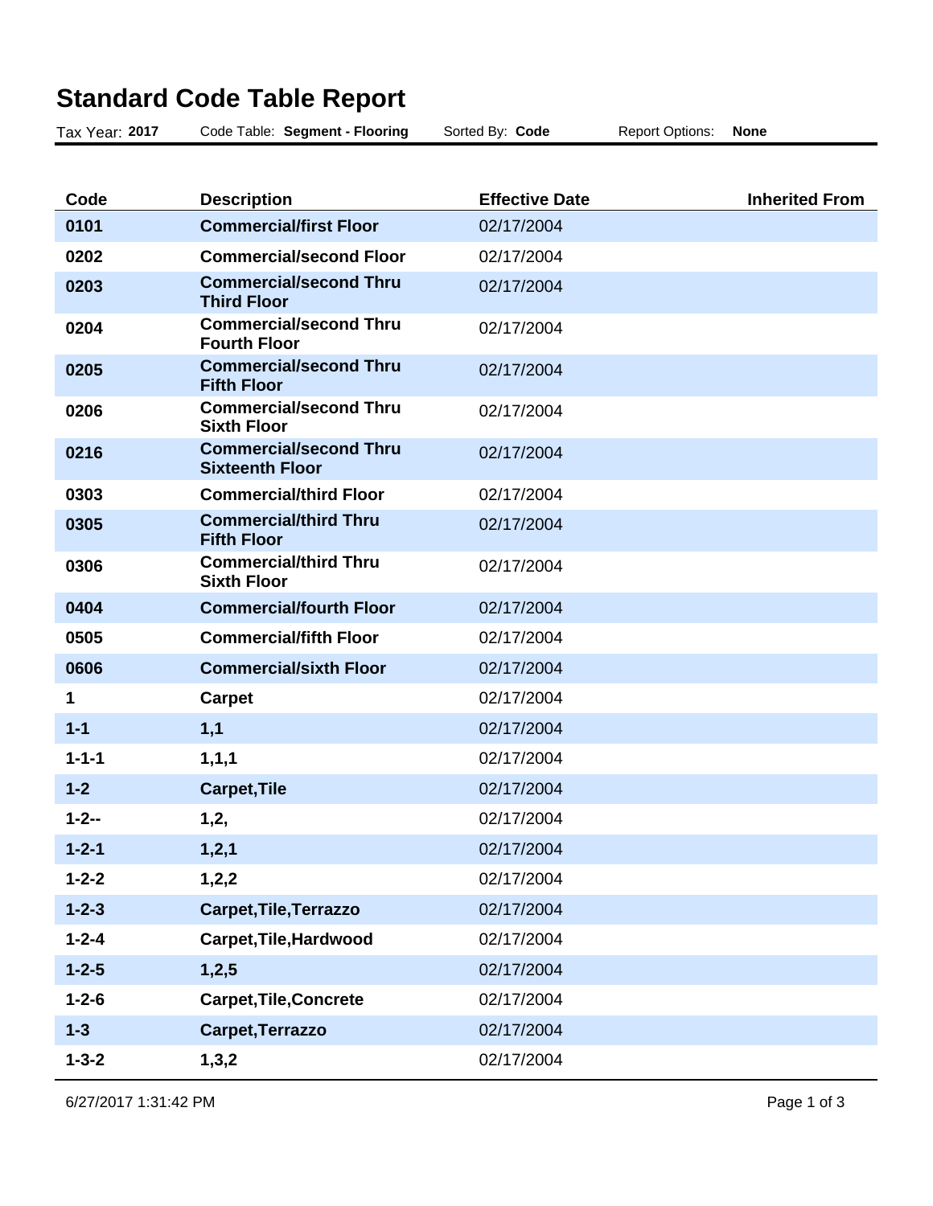# Standard Code Table Report

Tax Year: **2017** Code Table: **Segment - Flooring** Sorted By: **Code** Report Options: **None**

| Code | Description | Effective Date | Inherited From |
|---|---|---|---|
| **0101** | **Commercial/first Floor** | 02/17/2004 | |
| **0202** | **Commercial/second Floor** | 02/17/2004 | |
| **0203** | **Commercial/second Thru Third Floor** | 02/17/2004 | |
| **0204** | **Commercial/second Thru Fourth Floor** | 02/17/2004 | |
| **0205** | **Commercial/second Thru Fifth Floor** | 02/17/2004 | |
| **0206** | **Commercial/second Thru Sixth Floor** | 02/17/2004 | |
| **0216** | **Commercial/second Thru Sixteenth Floor** | 02/17/2004 | |
| **0303** | **Commercial/third Floor** | 02/17/2004 | |
| **0305** | **Commercial/third Thru Fifth Floor** | 02/17/2004 | |
| **0306** | **Commercial/third Thru Sixth Floor** | 02/17/2004 | |
| **0404** | **Commercial/fourth Floor** | 02/17/2004 | |
| **0505** | **Commercial/fifth Floor** | 02/17/2004 | |
| **0606** | **Commercial/sixth Floor** | 02/17/2004 | |
| **1** | **Carpet** | 02/17/2004 | |
| **1-1** | **1,1** | 02/17/2004 | |
| **1-1-1** | **1,1,1** | 02/17/2004 | |
| **1-2** | **Carpet,Tile** | 02/17/2004 | |
| **1-2--** | **1,2,** | 02/17/2004 | |
| **1-2-1** | **1,2,1** | 02/17/2004 | |
| **1-2-2** | **1,2,2** | 02/17/2004 | |
| **1-2-3** | **Carpet,Tile,Terrazzo** | 02/17/2004 | |
| **1-2-4** | **Carpet,Tile,Hardwood** | 02/17/2004 | |
| **1-2-5** | **1,2,5** | 02/17/2004 | |
| **1-2-6** | **Carpet,Tile,Concrete** | 02/17/2004 | |
| **1-3** | **Carpet,Terrazzo** | 02/17/2004 | |
| **1-3-2** | **1,3,2** | 02/17/2004 | |

6/27/2017 1:31:42 PM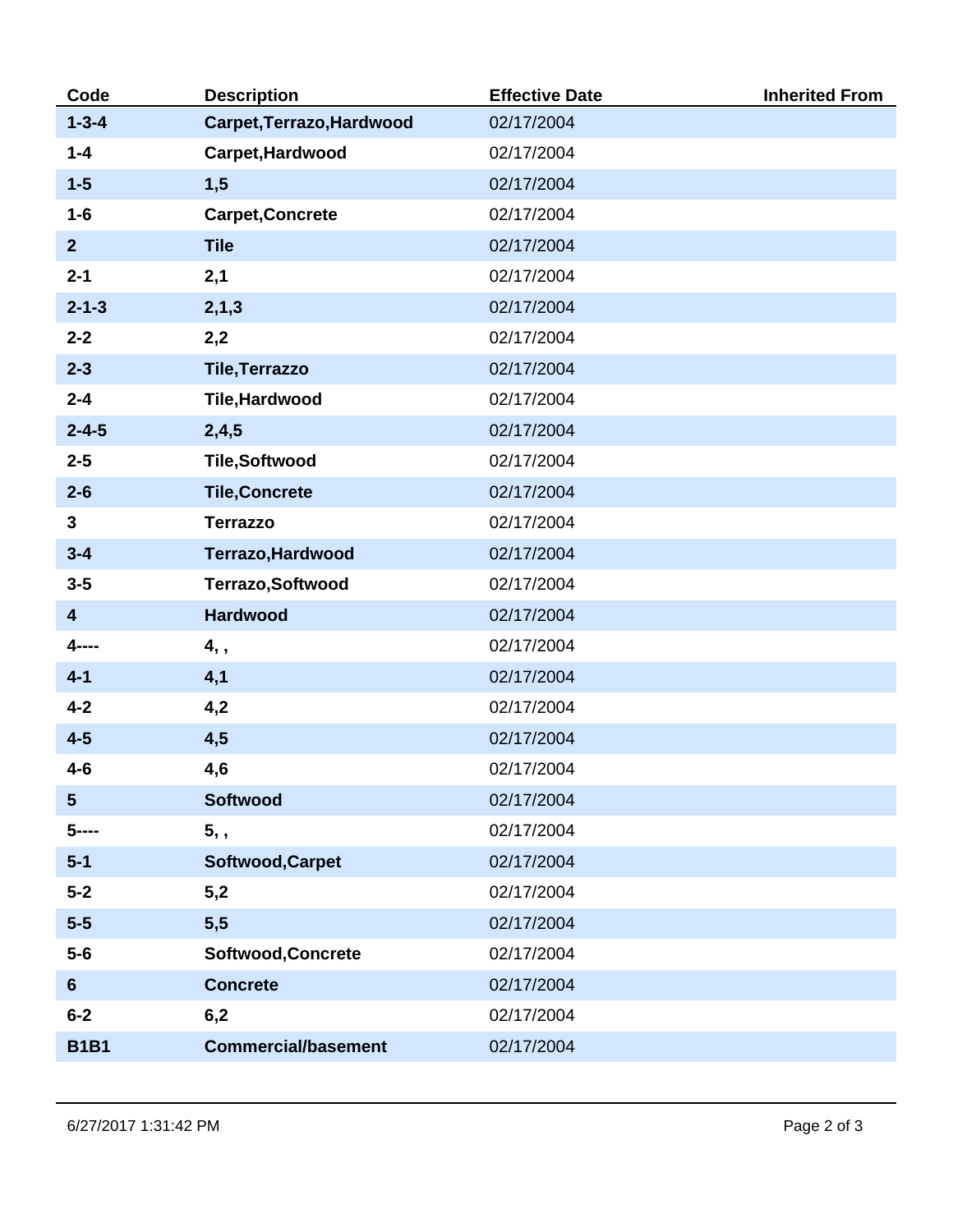| Code | Description | Effective Date | Inherited From |
|---|---|---|---|
| **1-3-4** | **Carpet,Terrazo,Hardwood** | 02/17/2004 | |
| **1-4** | **Carpet,Hardwood** | 02/17/2004 | |
| **1-5** | **1,5** | 02/17/2004 | |
| **1-6** | **Carpet,Concrete** | 02/17/2004 | |
| **2** | **Tile** | 02/17/2004 | |
| **2-1** | **2,1** | 02/17/2004 | |
| **2-1-3** | **2,1,3** | 02/17/2004 | |
| **2-2** | **2,2** | 02/17/2004 | |
| **2-3** | **Tile,Terrazzo** | 02/17/2004 | |
| **2-4** | **Tile,Hardwood** | 02/17/2004 | |
| **2-4-5** | **2,4,5** | 02/17/2004 | |
| **2-5** | **Tile,Softwood** | 02/17/2004 | |
| **2-6** | **Tile,Concrete** | 02/17/2004 | |
| **3** | **Terrazzo** | 02/17/2004 | |
| **3-4** | **Terrazo,Hardwood** | 02/17/2004 | |
| **3-5** | **Terrazo,Softwood** | 02/17/2004 | |
| **4** | **Hardwood** | 02/17/2004 | |
| **4----** | **4, ,** | 02/17/2004 | |
| **4-1** | **4,1** | 02/17/2004 | |
| **4-2** | **4,2** | 02/17/2004 | |
| **4-5** | **4,5** | 02/17/2004 | |
| **4-6** | **4,6** | 02/17/2004 | |
| **5** | **Softwood** | 02/17/2004 | |
| **5----** | **5, ,** | 02/17/2004 | |
| **5-1** | **Softwood,Carpet** | 02/17/2004 | |
| **5-2** | **5,2** | 02/17/2004 | |
| **5-5** | **5,5** | 02/17/2004 | |
| **5-6** | **Softwood,Concrete** | 02/17/2004 | |
| **6** | **Concrete** | 02/17/2004 | |
| **6-2** | **6,2** | 02/17/2004 | |
| **B1B1** | **Commercial/basement** | 02/17/2004 | |

6/27/2017 1:31:42 PM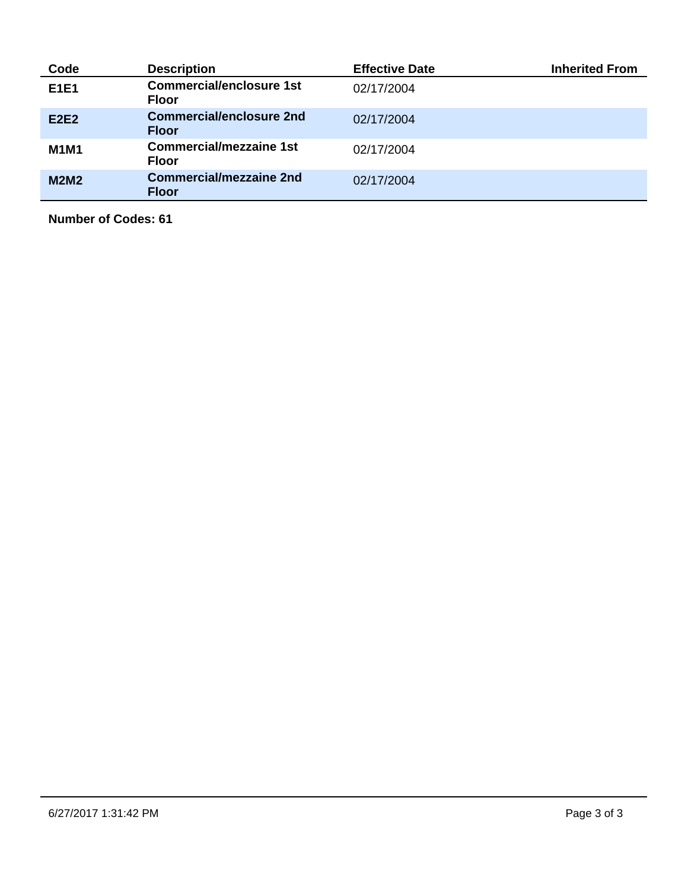| Code | Description | Effective Date | Inherited From |
| --- | --- | --- | --- |
| **E1E1** | **Commercial/enclosure 1st Floor** | 02/17/2004 | |
| **E2E2** | **Commercial/enclosure 2nd Floor** | 02/17/2004 | |
| **M1M1** | **Commercial/mezzaine 1st Floor** | 02/17/2004 | |
| **M2M2** | **Commercial/mezzaine 2nd Floor** | 02/17/2004 | |

**Number of Codes: 61**

6/27/2017 1:31:42 PM